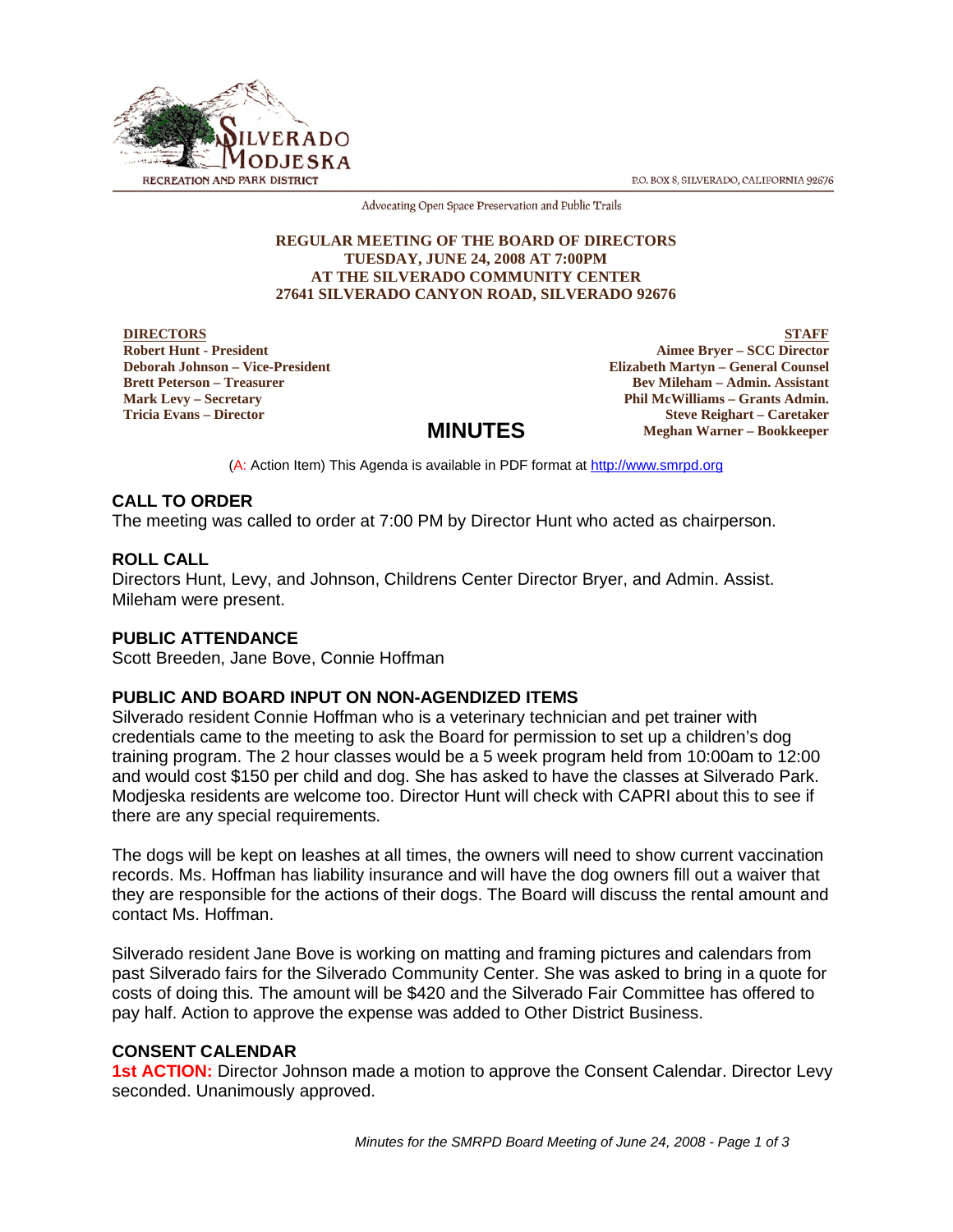SILVERADO MODJESKA RECREATION AND PARK DISTRICT

P.O. BOX 8, SILVERADO, CALIFORNIA 92676

Advocating Open Space Preservation and Public Trails

**REGULAR MEETING OF THE BOARD OF DIRECTORS**
**TUESDAY, JUNE 24, 2008 AT 7:00PM**
**AT THE SILVERADO COMMUNITY CENTER**
**27641 SILVERADO CANYON ROAD, SILVERADO 92676**

**DIRECTORS**
**Robert Hunt - President**
**Deborah Johnson – Vice-President**
**Brett Peterson – Treasurer**
**Mark Levy – Secretary**
**Tricia Evans – Director**

**STAFF**
**Aimee Bryer – SCC Director**
**Elizabeth Martyn – General Counsel**
**Bev Mileham – Admin. Assistant**
**Phil McWilliams – Grants Admin.**
**Steve Reighart – Caretaker**
**Meghan Warner – Bookkeeper**

# MINUTES

(A: Action Item) This Agenda is available in PDF format at http://www.smrpd.org

## CALL TO ORDER

The meeting was called to order at 7:00 PM by Director Hunt who acted as chairperson.

## ROLL CALL

Directors Hunt, Levy, and Johnson, Childrens Center Director Bryer, and Admin. Assist. Mileham were present.

## PUBLIC ATTENDANCE

Scott Breeden, Jane Bove, Connie Hoffman

## PUBLIC AND BOARD INPUT ON NON-AGENDIZED ITEMS

Silverado resident Connie Hoffman who is a veterinary technician and pet trainer with credentials came to the meeting to ask the Board for permission to set up a children's dog training program. The 2 hour classes would be a 5 week program held from 10:00am to 12:00 and would cost $150 per child and dog. She has asked to have the classes at Silverado Park. Modjeska residents are welcome too. Director Hunt will check with CAPRI about this to see if there are any special requirements.

The dogs will be kept on leashes at all times, the owners will need to show current vaccination records. Ms. Hoffman has liability insurance and will have the dog owners fill out a waiver that they are responsible for the actions of their dogs. The Board will discuss the rental amount and contact Ms. Hoffman.

Silverado resident Jane Bove is working on matting and framing pictures and calendars from past Silverado fairs for the Silverado Community Center. She was asked to bring in a quote for costs of doing this. The amount will be $420 and the Silverado Fair Committee has offered to pay half. Action to approve the expense was added to Other District Business.

## CONSENT CALENDAR

**1st ACTION:** Director Johnson made a motion to approve the Consent Calendar. Director Levy seconded. Unanimously approved.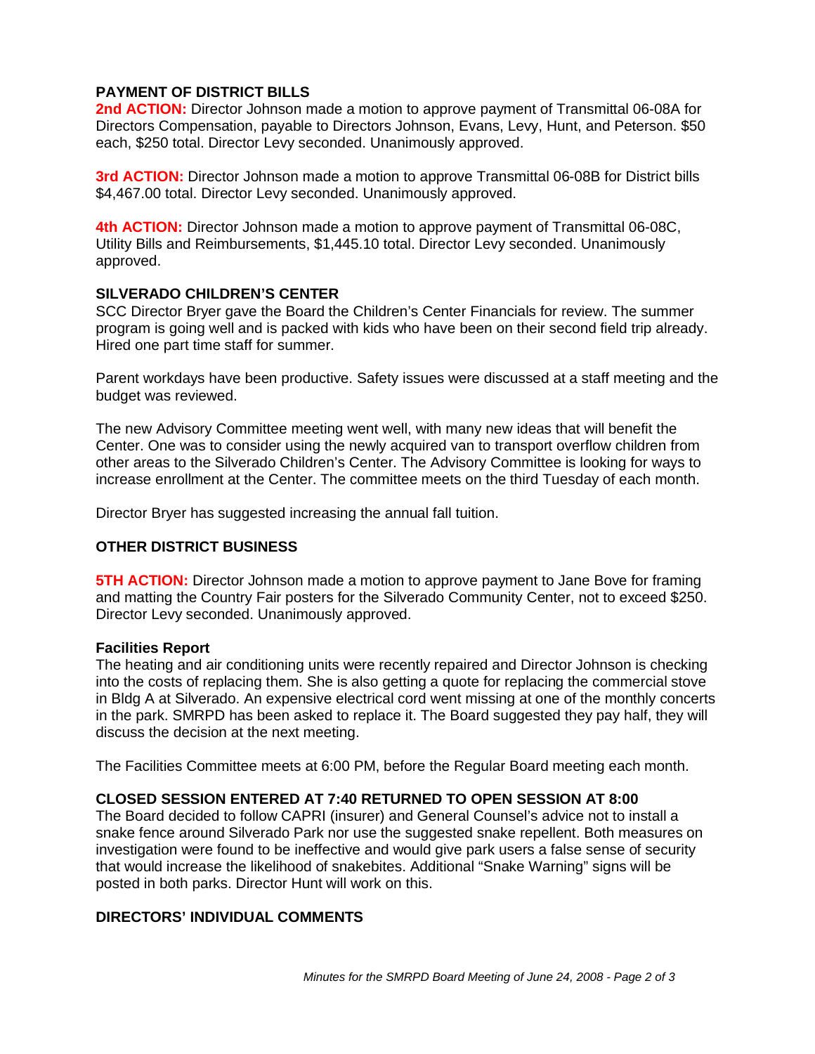### PAYMENT OF DISTRICT BILLS

**2nd ACTION:** Director Johnson made a motion to approve payment of Transmittal 06-08A for Directors Compensation, payable to Directors Johnson, Evans, Levy, Hunt, and Peterson. $50 each, $250 total. Director Levy seconded. Unanimously approved.

**3rd ACTION:** Director Johnson made a motion to approve Transmittal 06-08B for District bills $4,467.00 total. Director Levy seconded. Unanimously approved.

**4th ACTION:** Director Johnson made a motion to approve payment of Transmittal 06-08C, Utility Bills and Reimbursements, $1,445.10 total. Director Levy seconded. Unanimously approved.

### SILVERADO CHILDREN'S CENTER

SCC Director Bryer gave the Board the Children's Center Financials for review. The summer program is going well and is packed with kids who have been on their second field trip already. Hired one part time staff for summer.

Parent workdays have been productive. Safety issues were discussed at a staff meeting and the budget was reviewed.

The new Advisory Committee meeting went well, with many new ideas that will benefit the Center. One was to consider using the newly acquired van to transport overflow children from other areas to the Silverado Children's Center. The Advisory Committee is looking for ways to increase enrollment at the Center. The committee meets on the third Tuesday of each month.

Director Bryer has suggested increasing the annual fall tuition.

### OTHER DISTRICT BUSINESS

**5TH ACTION:** Director Johnson made a motion to approve payment to Jane Bove for framing and matting the Country Fair posters for the Silverado Community Center, not to exceed $250. Director Levy seconded. Unanimously approved.

**Facilities Report**

The heating and air conditioning units were recently repaired and Director Johnson is checking into the costs of replacing them. She is also getting a quote for replacing the commercial stove in Bldg A at Silverado. An expensive electrical cord went missing at one of the monthly concerts in the park. SMRPD has been asked to replace it. The Board suggested they pay half, they will discuss the decision at the next meeting.

The Facilities Committee meets at 6:00 PM, before the Regular Board meeting each month.

### CLOSED SESSION ENTERED AT 7:40 RETURNED TO OPEN SESSION AT 8:00

The Board decided to follow CAPRI (insurer) and General Counsel's advice not to install a snake fence around Silverado Park nor use the suggested snake repellent. Both measures on investigation were found to be ineffective and would give park users a false sense of security that would increase the likelihood of snakebites. Additional "Snake Warning" signs will be posted in both parks. Director Hunt will work on this.

### DIRECTORS' INDIVIDUAL COMMENTS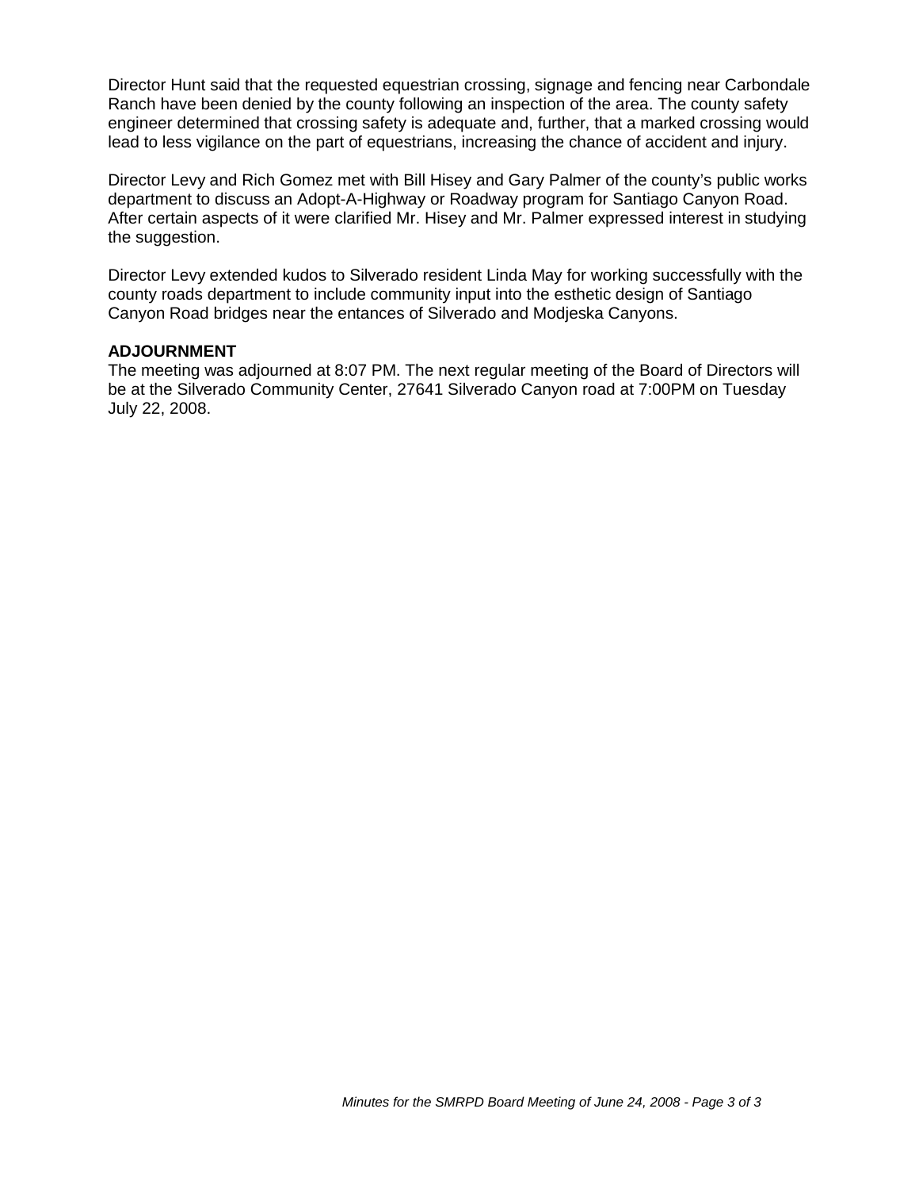Director Hunt said that the requested equestrian crossing, signage and fencing near Carbondale Ranch have been denied by the county following an inspection of the area. The county safety engineer determined that crossing safety is adequate and, further, that a marked crossing would lead to less vigilance on the part of equestrians, increasing the chance of accident and injury.

Director Levy and Rich Gomez met with Bill Hisey and Gary Palmer of the county's public works department to discuss an Adopt-A-Highway or Roadway program for Santiago Canyon Road. After certain aspects of it were clarified Mr. Hisey and Mr. Palmer expressed interest in studying the suggestion.

Director Levy extended kudos to Silverado resident Linda May for working successfully with the county roads department to include community input into the esthetic design of Santiago Canyon Road bridges near the entances of Silverado and Modjeska Canyons.

**ADJOURNMENT**

The meeting was adjourned at 8:07 PM. The next regular meeting of the Board of Directors will be at the Silverado Community Center, 27641 Silverado Canyon road at 7:00PM on Tuesday July 22, 2008.